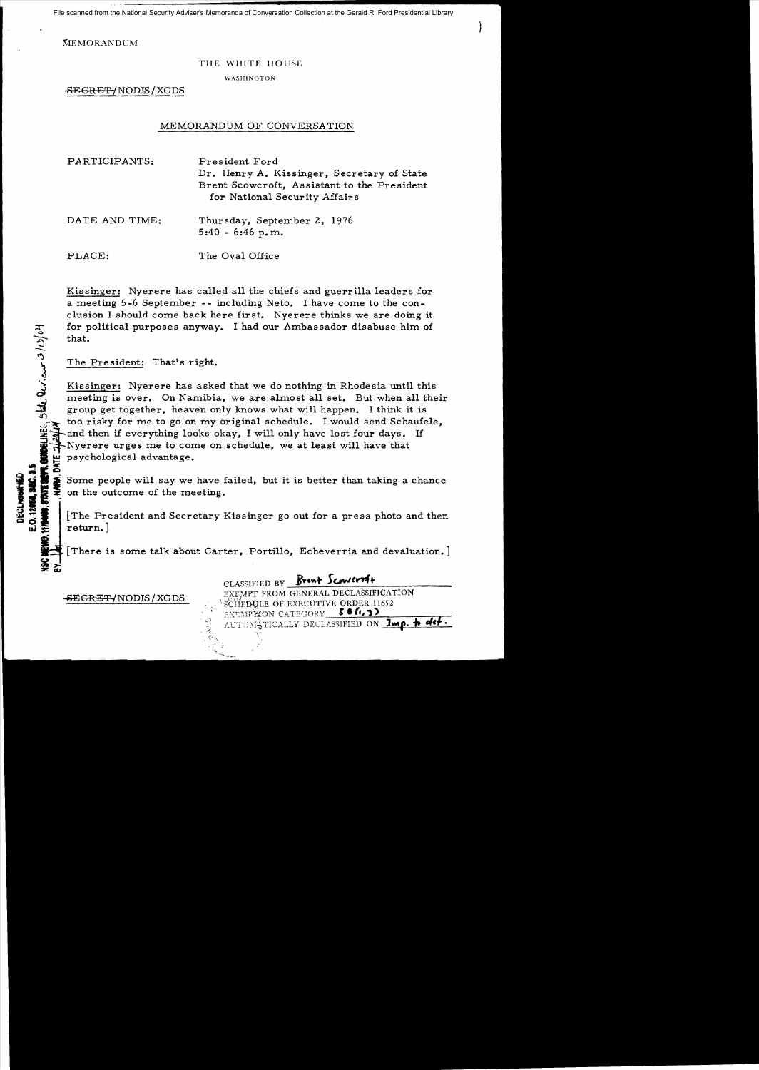File scanned from the National Security Adviser's Memoranda of Conversation Collection at the Gerald R. Ford Presidential Library

MEMORANDUM

THE WHITE HOUSE

WASHINGTON

~~SECRET~~/NODIS/XGDS

MEMORANDUM OF CONVERSATION

PARTICIPANTS: President Ford
Dr. Henry A. Kissinger, Secretary of State
Brent Scowcroft, Assistant to the President for National Security Affairs

DATE AND TIME: Thursday, September 2, 1976
5:40 - 6:46 p.m.

PLACE: The Oval Office

Kissinger: Nyerere has called all the chiefs and guerrilla leaders for a meeting 5-6 September -- including Neto. I have come to the conclusion I should come back here first. Nyerere thinks we are doing it for political purposes anyway. I had our Ambassador disabuse him of that.

The President: That's right.

Kissinger: Nyerere has asked that we do nothing in Rhodesia until this meeting is over. On Namibia, we are almost all set. But when all their group get together, heaven only knows what will happen. I think it is too risky for me to go on my original schedule. I would send Schaufele, and then if everything looks okay, I will only have lost four days. If Nyerere urges me to come on schedule, we at least will have that psychological advantage.

Some people will say we have failed, but it is better than taking a chance on the outcome of the meeting.

[The President and Secretary Kissinger go out for a press photo and then return.]

[There is some talk about Carter, Portillo, Echeverria and devaluation.]

DECLASSIFIED
E.O. 12958, SEC. 3.5
NSC MEMO, 11/24/98, STATE DEPT. GUIDELINES, State Review 3/12/04
BY ___ NARA, DATE 7/28/04

~~SECRET~~/NODIS/XGDS

CLASSIFIED BY Brent Scowcroft
EXEMPT FROM GENERAL DECLASSIFICATION
SCHEDULE OF EXECUTIVE ORDER 11652
EXEMPTION CATEGORY 5 B (1, 3)
AUTOMATICALLY DECLASSIFIED ON Imp. to det.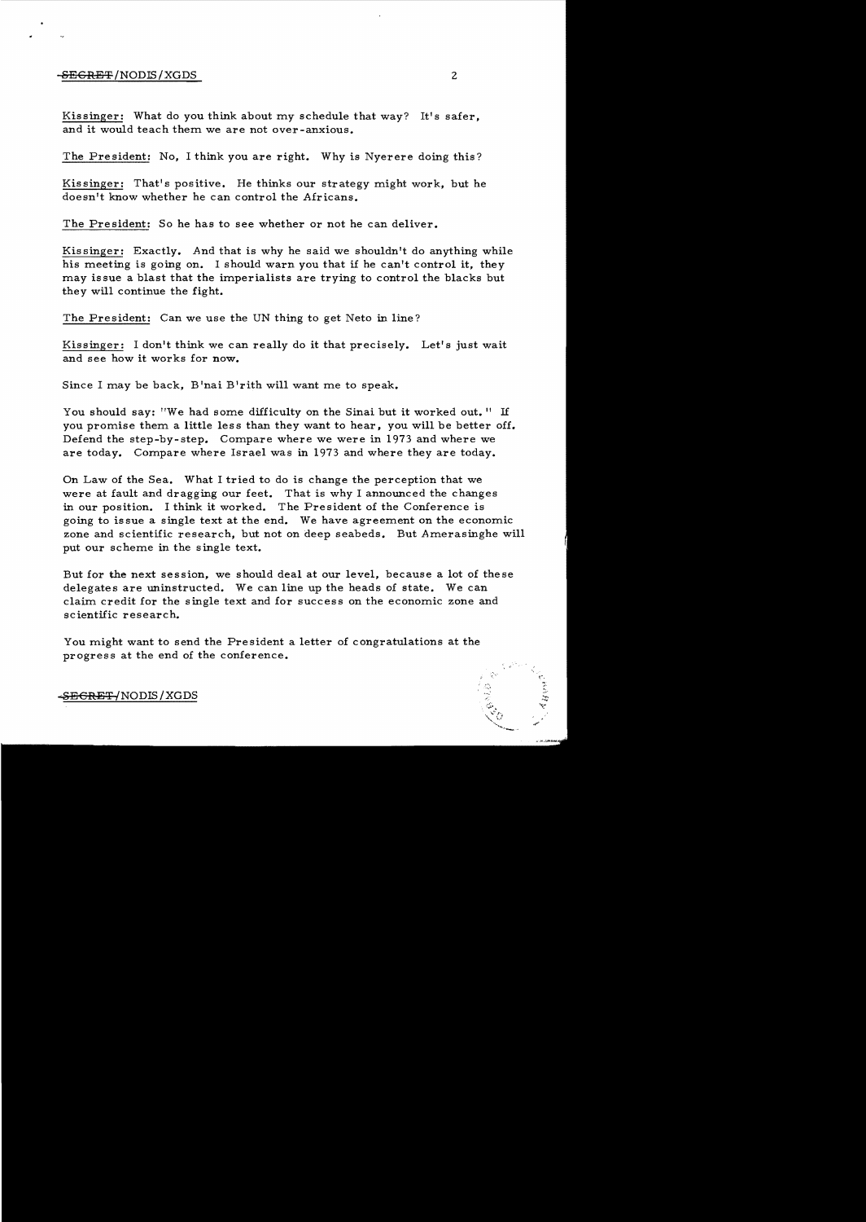Kissinger: What do you think about my schedule that way? It's safer, and it would teach them we are not over-anxious.

The President: No, I think you are right. Why is Nyerere doing this?

Kissinger: That's positive. He thinks our strategy might work, but he doesn't know whether he can control the Africans.

The President: So he has to see whether or not he can deliver.

Kissinger: Exactly. And that is why he said we shouldn't do anything while his meeting is going on. I should warn you that if he can't control it, they may issue a blast that the imperialists are trying to control the blacks but they will continue the fight.

The President: Can we use the UN thing to get Neto in line?

Kissinger: I don't think we can really do it that precisely. Let's just wait and see how it works for now.

Since I may be back, B'nai B'rith will want me to speak.

You should say: "We had some difficulty on the Sinai but it worked out." If you promise them a little less than they want to hear, you will be better off. Defend the step-by-step. Compare where we were in 1973 and where we are today. Compare where Israel was in 1973 and where they are today.

On Law of the Sea. What I tried to do is change the perception that we were at fault and dragging our feet. That is why I announced the changes in our position. I think it worked. The President of the Conference is going to issue a single text at the end. We have agreement on the economic zone and scientific research, but not on deep seabeds. But Amerasinghe will put our scheme in the single text.

But for the next session, we should deal at our level, because a lot of these delegates are uninstructed. We can line up the heads of state. We can claim credit for the single text and for success on the economic zone and scientific research.

You might want to send the President a letter of congratulations at the progress at the end of the conference.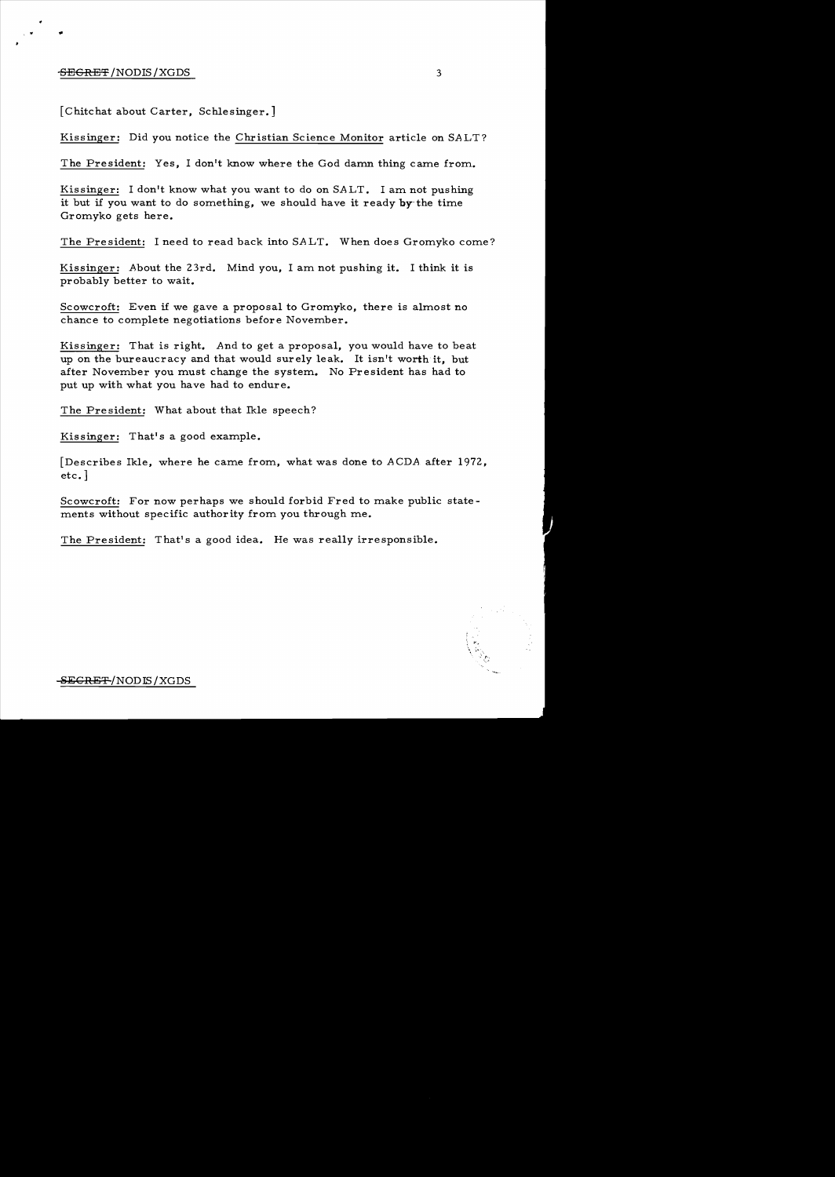[Chitchat about Carter, Schlesinger.]

Kissinger: Did you notice the Christian Science Monitor article on SALT?

The President: Yes, I don't know where the God damn thing came from.

Kissinger: I don't know what you want to do on SALT. I am not pushing it but if you want to do something, we should have it ready by the time Gromyko gets here.

The President: I need to read back into SALT. When does Gromyko come?

Kissinger: About the 23rd. Mind you, I am not pushing it. I think it is probably better to wait.

Scowcroft: Even if we gave a proposal to Gromyko, there is almost no chance to complete negotiations before November.

Kissinger: That is right. And to get a proposal, you would have to beat up on the bureaucracy and that would surely leak. It isn't worth it, but after November you must change the system. No President has had to put up with what you have had to endure.

The President: What about that Ikle speech?

Kissinger: That's a good example.

[Describes Ikle, where he came from, what was done to ACDA after 1972, etc.]

Scowcroft: For now perhaps we should forbid Fred to make public statements without specific authority from you through me.

The President: That's a good idea. He was really irresponsible.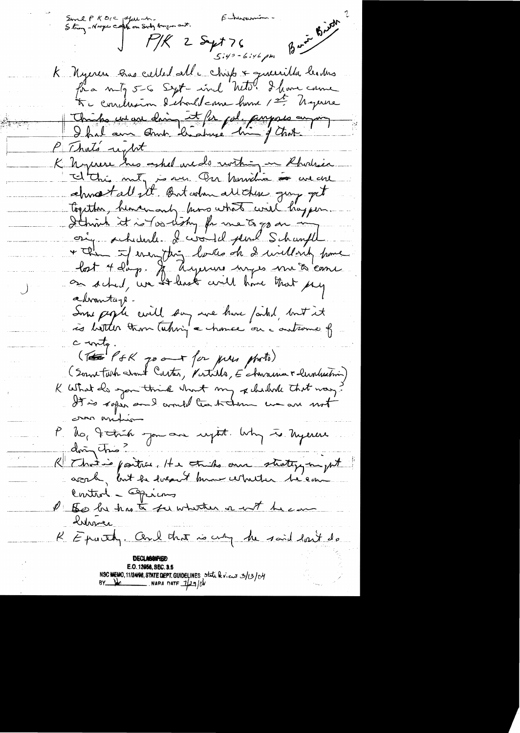Send P K or c [?] -
Strong - Nyerere cable on Smith bargain out.

Enhancement -

P/K 2 Sept 76
5:40 - 6:46 pm

Brian Bush?

K Nyerere has called all chiefs + guerrilla leaders for a mtg 5-6 Sept - incl Neto. I have come to conclusion I should come home 1st. Nyerere thinks we are doing it for pol. purposes anyway. I had an amb disabuse him of that.

P That's right

K Nyerere has asked we do nothing on Rhodesia til this mtg is over. On Namibia we are almost all set. But when all these guys get together, heaven only knows what will happen. I think it is too risky for me to go on my orig. schedule. I would send Schaufele + then if everything looks ok I will only have lost 4 days. If Nyerere urges me to come on sched, we at least will have that pay advantage.

Some people will say we have failed, but it is better than taking a chance on outcome of c mtg.

(P&K go out for press photo)

(Some talk about Carter, Portillo, Echeverria + devaluation)

K What do you think about my schedule that way? It is safer and I would tell them we are not own initiative

P No, I think you are right. Why is Nyerere doing this?

K That's positive. He thinks our strategy might work, but he doesn't know whether he can control Africans

P So he has to see whether or not he can deliver

K Exactly. And that is why he said don't do

DECLASSIFIED
E.O. 12958, SEC. 3.5
NSC MEMO, 11/24/98, STATE DEPT. GUIDELINES State Rev. 3/13/04
BY [?] NARA DATE 7/29/04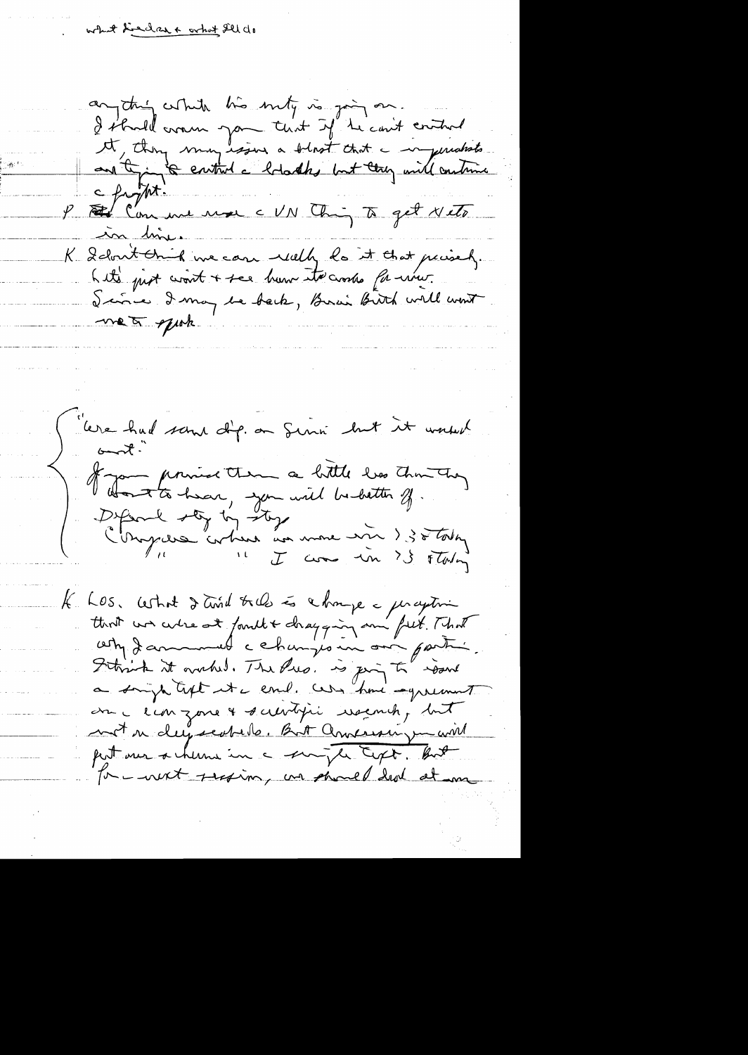what Diedrick & what Del do

anything which his unity is going on. I should warn you that if he can't control it, they may issue a blast that the imperialists are trying to control the blacks but they will continue the fight.

P. Can we use the UN thing to get Neto in line.

K. I don't think we can really do it that precisely. Let's just wait & see how it works for now. Since I may be back, Brian Beith will want me to speak.

{ "We had same diff. on Sinai but it worked out."
If you promise them a little less than they want to hear, you will be better off.
Defend step by step
Compare when we were in 73 & today
" " I was in 73 & today }

K. LOS. What I tried to do is change the perception that we were at fault & dragging our feet. That is why I announced the changes in our position. I think it worked. The Pres. is going to issue a single text at the end. We have agreement on the econ zone & scientific research, but not on deep seabeds. But Amerasinghe will put out a scheme in the single text. But for the next session, we should deal at one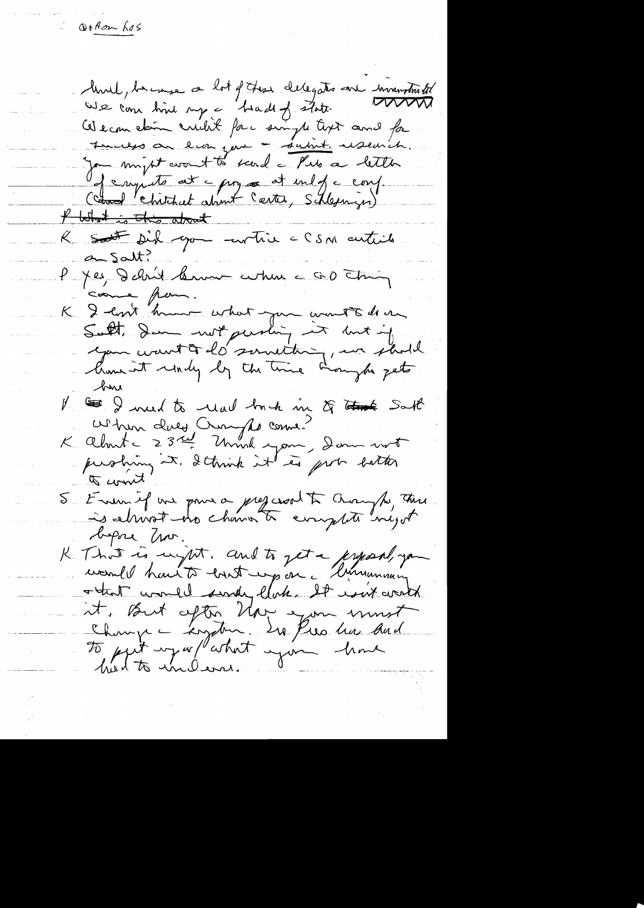Q+Ron Los

Hmil, because a lot of these delegates are inconsistent. We can hire up a head of state. We can claim credit for a single text and for success on econ zone + scient. research. You might want to send the Pres a letter of congrats at the prog at end of the conf. (Cmnd chitchat about Carter, Schlesinger)

~~P What is this about~~

K ~~Scott~~ Did you notice the CSM article on Salt?

P Yes, I don't know where the G.O thing came from.

K I don't know what you want to do on Salt. I am not pushing it but if you want to do something, we should have it ready by the time Gromyko gets here.

P ~~Can~~ I need to wade back in to ~~that~~ Salt. When does Gromyko come?

K About the 23rd. Mind you, I am not pushing it. I think it is prob better to wait.

S Even if we gave a proposal to Gromyko, there is almost no chance to complete mgt before Nov.

K That is right. And to get a proposal, you would have to beat up on the Chairman & that would surely leak. It isn't worth it. But after Nov you must change the system. No Pres has had to put up w/ what you have had to endure.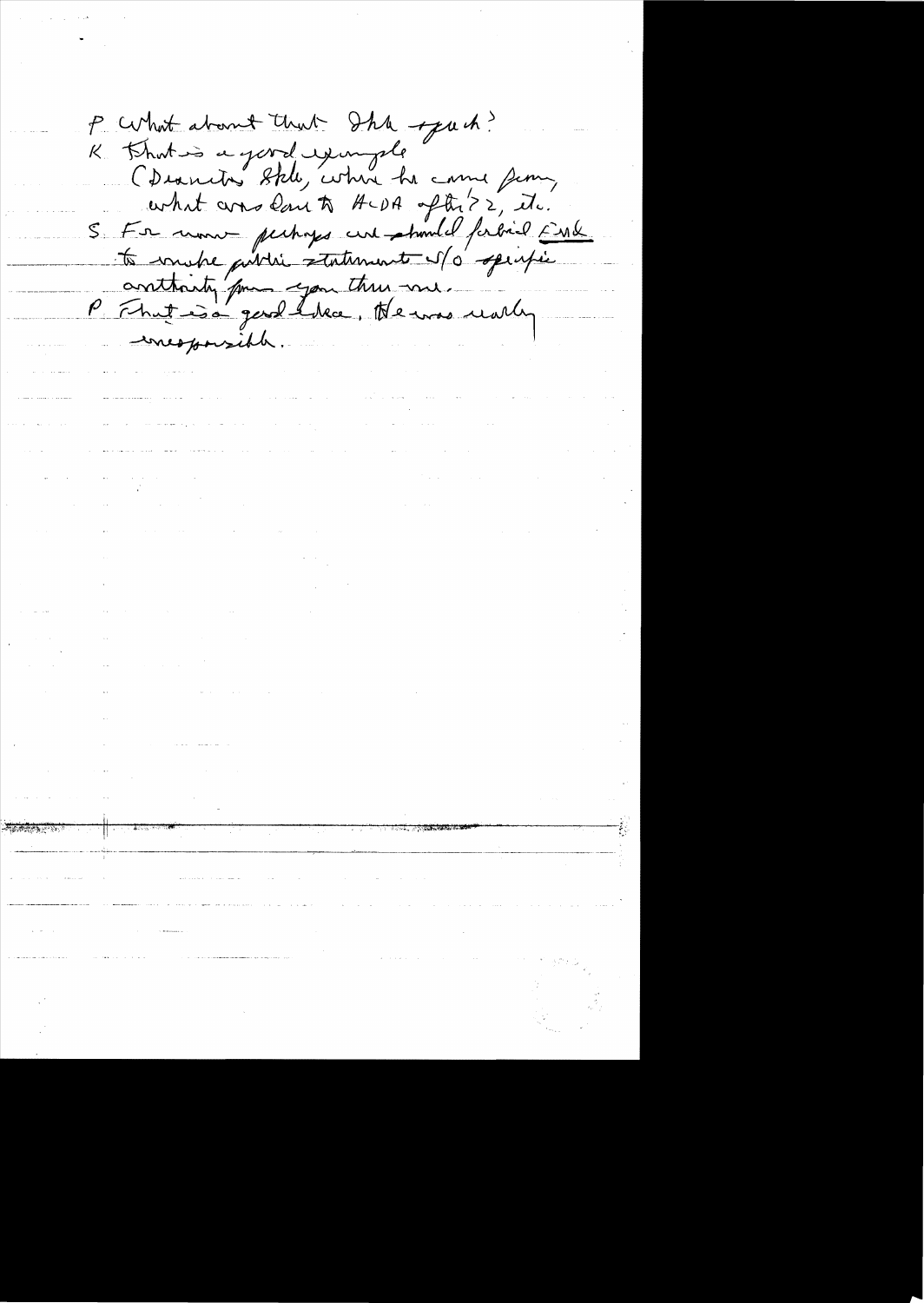P What about that Ikle speech?
K That is a good example
(Deaniti's Ikle, where he came from, what was done to ACDA after 72, etc.
S For now perhaps we should forbid Fred to make public statements w/o specific authority from you thru me.
P That is a good idea. He was really irresponsible.